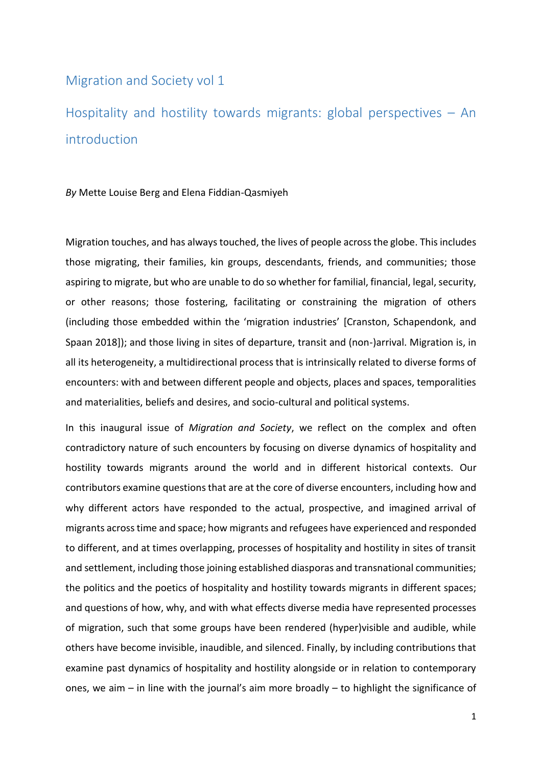# Migration and Society vol 1

## Hospitality and hostility towards migrants: global perspectives – An introduction

*By* Mette Louise Berg and Elena Fiddian-Qasmiyeh

Migration touches, and has always touched, the lives of people across the globe. This includes those migrating, their families, kin groups, descendants, friends, and communities; those aspiring to migrate, but who are unable to do so whether for familial, financial, legal, security, or other reasons; those fostering, facilitating or constraining the migration of others (including those embedded within the 'migration industries' [Cranston, Schapendonk, and Spaan 2018]); and those living in sites of departure, transit and (non-)arrival. Migration is, in all its heterogeneity, a multidirectional process that is intrinsically related to diverse forms of encounters: with and between different people and objects, places and spaces, temporalities and materialities, beliefs and desires, and socio-cultural and political systems.

In this inaugural issue of *Migration and Society*, we reflect on the complex and often contradictory nature of such encounters by focusing on diverse dynamics of hospitality and hostility towards migrants around the world and in different historical contexts. Our contributors examine questions that are at the core of diverse encounters, including how and why different actors have responded to the actual, prospective, and imagined arrival of migrants across time and space; how migrants and refugees have experienced and responded to different, and at times overlapping, processes of hospitality and hostility in sites of transit and settlement, including those joining established diasporas and transnational communities; the politics and the poetics of hospitality and hostility towards migrants in different spaces; and questions of how, why, and with what effects diverse media have represented processes of migration, such that some groups have been rendered (hyper)visible and audible, while others have become invisible, inaudible, and silenced. Finally, by including contributions that examine past dynamics of hospitality and hostility alongside or in relation to contemporary ones, we aim – in line with the journal's aim more broadly – to highlight the significance of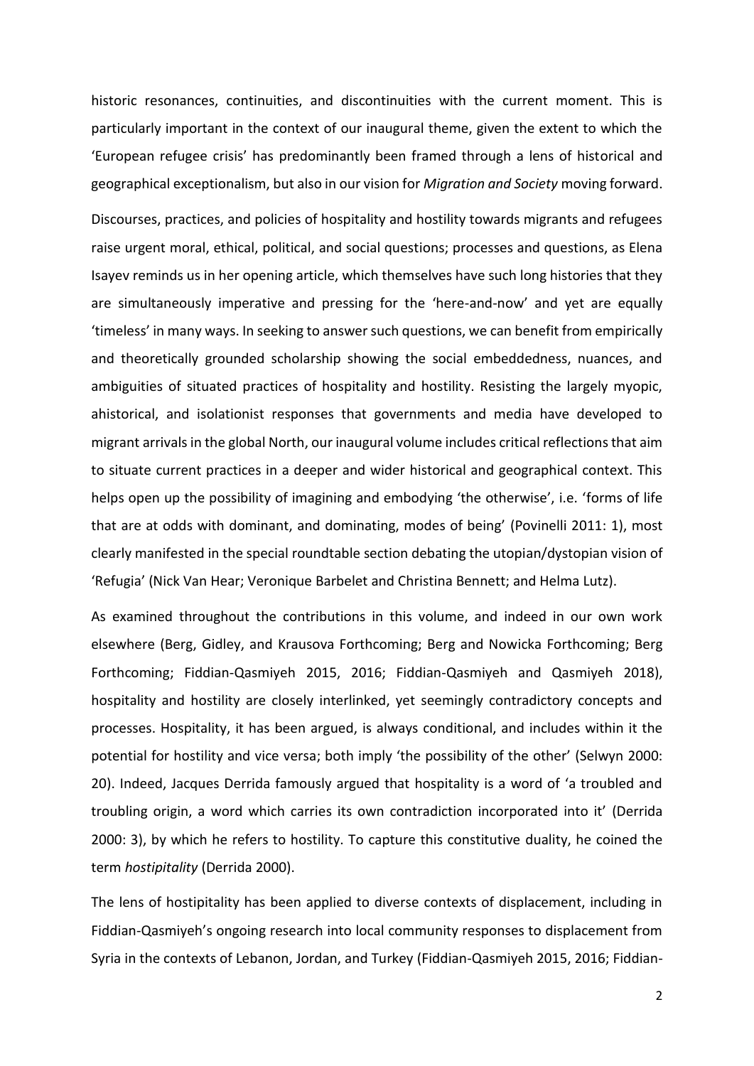historic resonances, continuities, and discontinuities with the current moment. This is particularly important in the context of our inaugural theme, given the extent to which the 'European refugee crisis' has predominantly been framed through a lens of historical and geographical exceptionalism, but also in our vision for *Migration and Society* moving forward.

Discourses, practices, and policies of hospitality and hostility towards migrants and refugees raise urgent moral, ethical, political, and social questions; processes and questions, as Elena Isayev reminds us in her opening article, which themselves have such long histories that they are simultaneously imperative and pressing for the 'here-and-now' and yet are equally 'timeless' in many ways. In seeking to answer such questions, we can benefit from empirically and theoretically grounded scholarship showing the social embeddedness, nuances, and ambiguities of situated practices of hospitality and hostility. Resisting the largely myopic, ahistorical, and isolationist responses that governments and media have developed to migrant arrivals in the global North, our inaugural volume includes critical reflections that aim to situate current practices in a deeper and wider historical and geographical context. This helps open up the possibility of imagining and embodying 'the otherwise', i.e. 'forms of life that are at odds with dominant, and dominating, modes of being' (Povinelli 2011: 1), most clearly manifested in the special roundtable section debating the utopian/dystopian vision of 'Refugia' (Nick Van Hear; Veronique Barbelet and Christina Bennett; and Helma Lutz).

As examined throughout the contributions in this volume, and indeed in our own work elsewhere (Berg, Gidley, and Krausova Forthcoming; Berg and Nowicka Forthcoming; Berg Forthcoming; Fiddian-Qasmiyeh 2015, 2016; Fiddian-Qasmiyeh and Qasmiyeh 2018), hospitality and hostility are closely interlinked, yet seemingly contradictory concepts and processes. Hospitality, it has been argued, is always conditional, and includes within it the potential for hostility and vice versa; both imply 'the possibility of the other' (Selwyn 2000: 20). Indeed, Jacques Derrida famously argued that hospitality is a word of 'a troubled and troubling origin, a word which carries its own contradiction incorporated into it' (Derrida 2000: 3), by which he refers to hostility. To capture this constitutive duality, he coined the term *hostipitality* (Derrida 2000).

The lens of hostipitality has been applied to diverse contexts of displacement, including in Fiddian-Qasmiyeh's ongoing research into local community responses to displacement from Syria in the contexts of Lebanon, Jordan, and Turkey (Fiddian-Qasmiyeh 2015, 2016; Fiddian-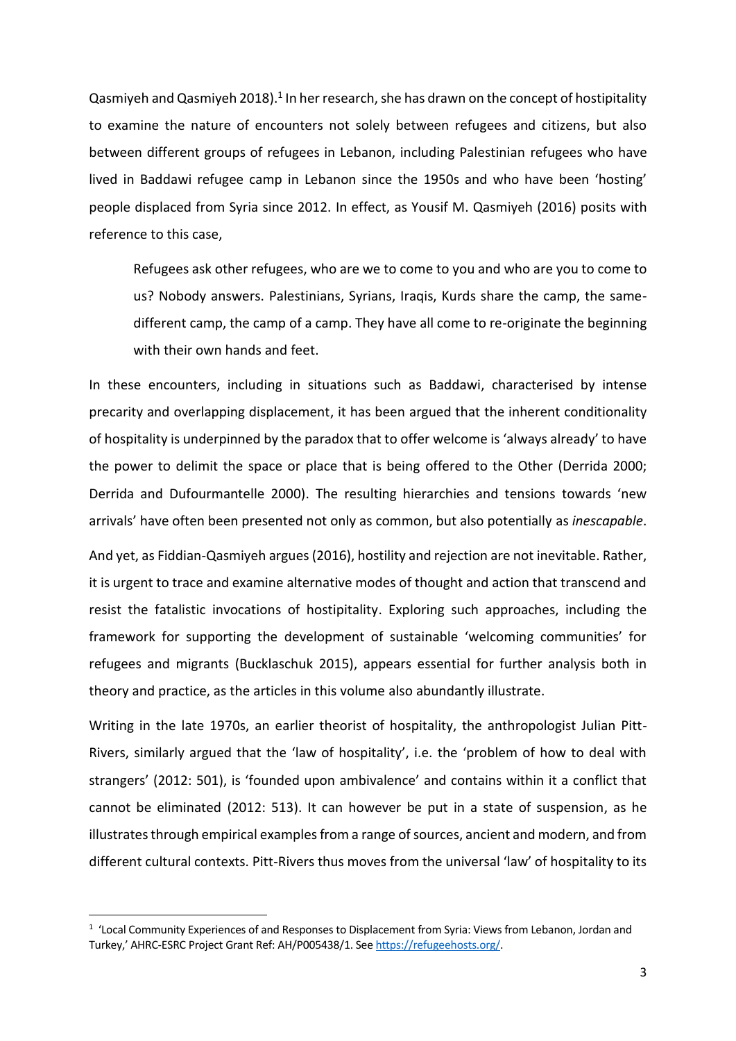Qasmiyeh and Qasmiyeh 2018).[1] In her research, she has drawn on the concept of hostipitality to examine the nature of encounters not solely between refugees and citizens, but also between different groups of refugees in Lebanon, including Palestinian refugees who have lived in Baddawi refugee camp in Lebanon since the 1950s and who have been 'hosting' people displaced from Syria since 2012. In effect, as Yousif M. Qasmiyeh (2016) posits with reference to this case,

> Refugees ask other refugees, who are we to come to you and who are you to come to us? Nobody answers. Palestinians, Syrians, Iraqis, Kurds share the camp, the same-different camp, the camp of a camp. They have all come to re-originate the beginning with their own hands and feet.

In these encounters, including in situations such as Baddawi, characterised by intense precarity and overlapping displacement, it has been argued that the inherent conditionality of hospitality is underpinned by the paradox that to offer welcome is 'always already' to have the power to delimit the space or place that is being offered to the Other (Derrida 2000; Derrida and Dufourmantelle 2000). The resulting hierarchies and tensions towards 'new arrivals' have often been presented not only as common, but also potentially as *inescapable*.

And yet, as Fiddian-Qasmiyeh argues (2016), hostility and rejection are not inevitable. Rather, it is urgent to trace and examine alternative modes of thought and action that transcend and resist the fatalistic invocations of hostipitality. Exploring such approaches, including the framework for supporting the development of sustainable 'welcoming communities' for refugees and migrants (Bucklaschuk 2015), appears essential for further analysis both in theory and practice, as the articles in this volume also abundantly illustrate.

Writing in the late 1970s, an earlier theorist of hospitality, the anthropologist Julian Pitt-Rivers, similarly argued that the 'law of hospitality', i.e. the 'problem of how to deal with strangers' (2012: 501), is 'founded upon ambivalence' and contains within it a conflict that cannot be eliminated (2012: 513). It can however be put in a state of suspension, as he illustrates through empirical examples from a range of sources, ancient and modern, and from different cultural contexts. Pitt-Rivers thus moves from the universal 'law' of hospitality to its

[1] 'Local Community Experiences of and Responses to Displacement from Syria: Views from Lebanon, Jordan and Turkey,' AHRC-ESRC Project Grant Ref: AH/P005438/1. See https://refugeehosts.org/.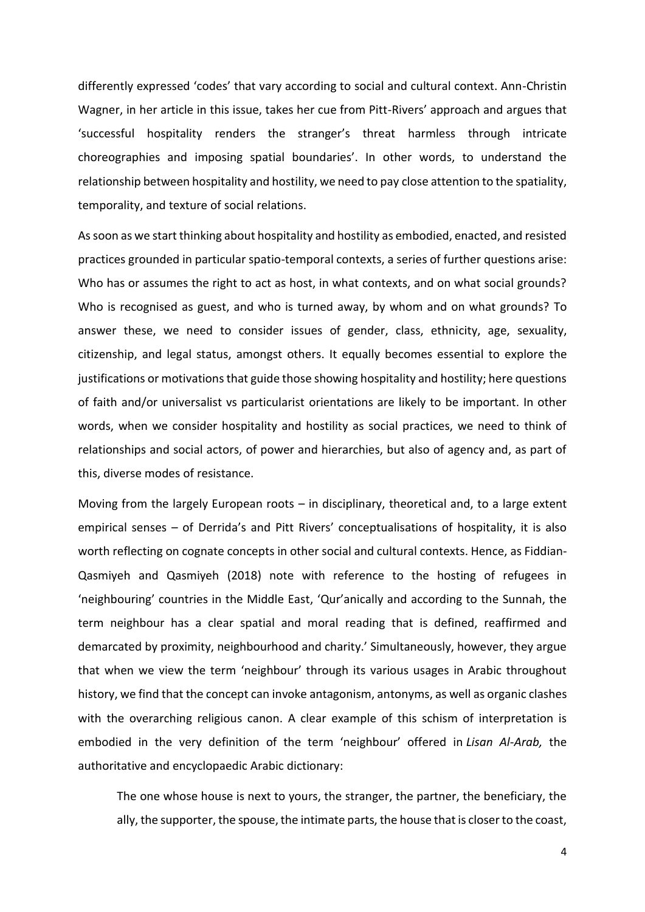differently expressed 'codes' that vary according to social and cultural context. Ann-Christin Wagner, in her article in this issue, takes her cue from Pitt-Rivers' approach and argues that 'successful hospitality renders the stranger's threat harmless through intricate choreographies and imposing spatial boundaries'. In other words, to understand the relationship between hospitality and hostility, we need to pay close attention to the spatiality, temporality, and texture of social relations.

As soon as we start thinking about hospitality and hostility as embodied, enacted, and resisted practices grounded in particular spatio-temporal contexts, a series of further questions arise: Who has or assumes the right to act as host, in what contexts, and on what social grounds? Who is recognised as guest, and who is turned away, by whom and on what grounds? To answer these, we need to consider issues of gender, class, ethnicity, age, sexuality, citizenship, and legal status, amongst others. It equally becomes essential to explore the justifications or motivations that guide those showing hospitality and hostility; here questions of faith and/or universalist vs particularist orientations are likely to be important. In other words, when we consider hospitality and hostility as social practices, we need to think of relationships and social actors, of power and hierarchies, but also of agency and, as part of this, diverse modes of resistance.

Moving from the largely European roots – in disciplinary, theoretical and, to a large extent empirical senses – of Derrida's and Pitt Rivers' conceptualisations of hospitality, it is also worth reflecting on cognate concepts in other social and cultural contexts. Hence, as Fiddian-Qasmiyeh and Qasmiyeh (2018) note with reference to the hosting of refugees in 'neighbouring' countries in the Middle East, 'Qur'anically and according to the Sunnah, the term neighbour has a clear spatial and moral reading that is defined, reaffirmed and demarcated by proximity, neighbourhood and charity.' Simultaneously, however, they argue that when we view the term 'neighbour' through its various usages in Arabic throughout history, we find that the concept can invoke antagonism, antonyms, as well as organic clashes with the overarching religious canon. A clear example of this schism of interpretation is embodied in the very definition of the term 'neighbour' offered in *Lisan Al-Arab,* the authoritative and encyclopaedic Arabic dictionary:

> The one whose house is next to yours, the stranger, the partner, the beneficiary, the ally, the supporter, the spouse, the intimate parts, the house that is closer to the coast,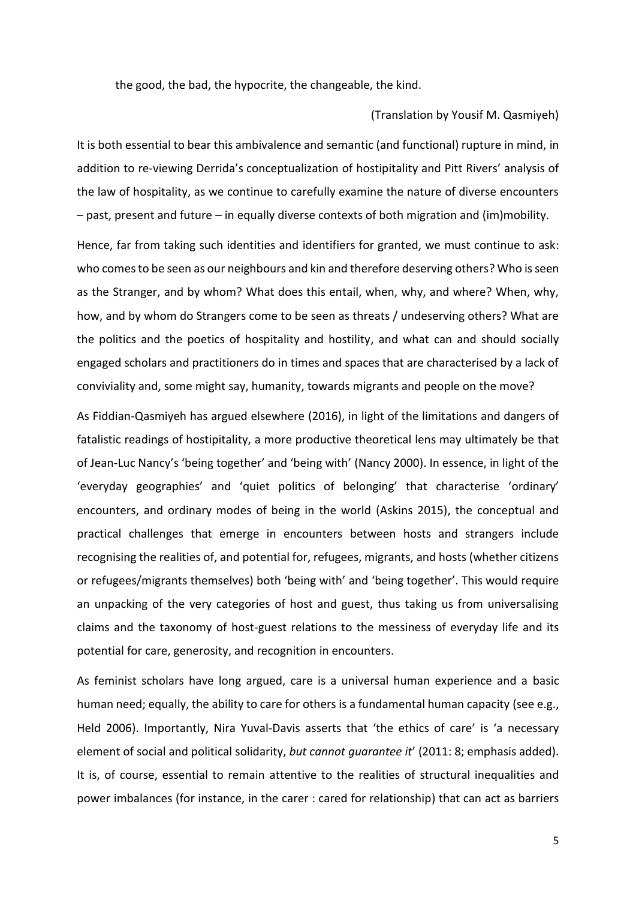the good, the bad, the hypocrite, the changeable, the kind.

(Translation by Yousif M. Qasmiyeh)

It is both essential to bear this ambivalence and semantic (and functional) rupture in mind, in addition to re-viewing Derrida's conceptualization of hostipitality and Pitt Rivers' analysis of the law of hospitality, as we continue to carefully examine the nature of diverse encounters – past, present and future – in equally diverse contexts of both migration and (im)mobility.

Hence, far from taking such identities and identifiers for granted, we must continue to ask: who comes to be seen as our neighbours and kin and therefore deserving others? Who is seen as the Stranger, and by whom? What does this entail, when, why, and where? When, why, how, and by whom do Strangers come to be seen as threats / undeserving others? What are the politics and the poetics of hospitality and hostility, and what can and should socially engaged scholars and practitioners do in times and spaces that are characterised by a lack of conviviality and, some might say, humanity, towards migrants and people on the move?

As Fiddian-Qasmiyeh has argued elsewhere (2016), in light of the limitations and dangers of fatalistic readings of hostipitality, a more productive theoretical lens may ultimately be that of Jean-Luc Nancy's 'being together' and 'being with' (Nancy 2000). In essence, in light of the 'everyday geographies' and 'quiet politics of belonging' that characterise 'ordinary' encounters, and ordinary modes of being in the world (Askins 2015), the conceptual and practical challenges that emerge in encounters between hosts and strangers include recognising the realities of, and potential for, refugees, migrants, and hosts (whether citizens or refugees/migrants themselves) both 'being with' and 'being together'. This would require an unpacking of the very categories of host and guest, thus taking us from universalising claims and the taxonomy of host-guest relations to the messiness of everyday life and its potential for care, generosity, and recognition in encounters.

As feminist scholars have long argued, care is a universal human experience and a basic human need; equally, the ability to care for others is a fundamental human capacity (see e.g., Held 2006). Importantly, Nira Yuval-Davis asserts that 'the ethics of care' is 'a necessary element of social and political solidarity, *but cannot guarantee it*' (2011: 8; emphasis added). It is, of course, essential to remain attentive to the realities of structural inequalities and power imbalances (for instance, in the carer : cared for relationship) that can act as barriers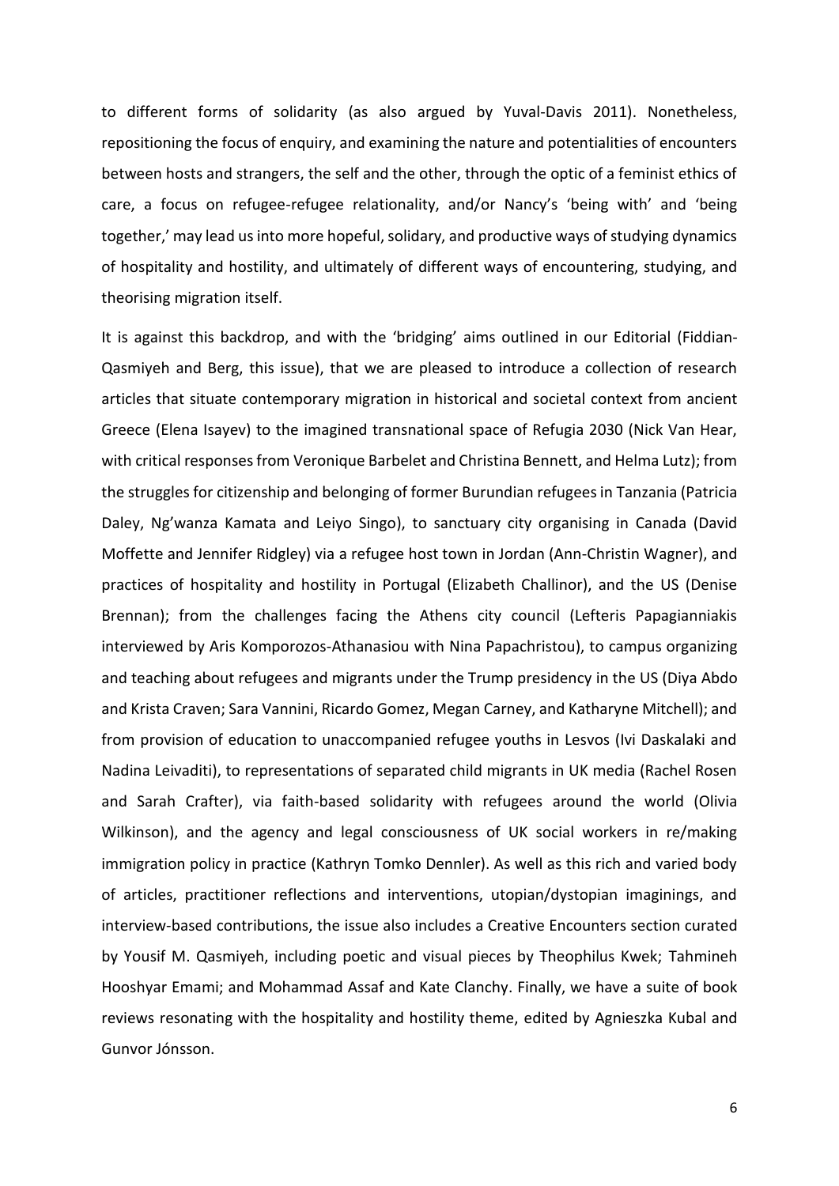to different forms of solidarity (as also argued by Yuval-Davis 2011). Nonetheless, repositioning the focus of enquiry, and examining the nature and potentialities of encounters between hosts and strangers, the self and the other, through the optic of a feminist ethics of care, a focus on refugee-refugee relationality, and/or Nancy's 'being with' and 'being together,' may lead us into more hopeful, solidary, and productive ways of studying dynamics of hospitality and hostility, and ultimately of different ways of encountering, studying, and theorising migration itself.

It is against this backdrop, and with the 'bridging' aims outlined in our Editorial (Fiddian-Qasmiyeh and Berg, this issue), that we are pleased to introduce a collection of research articles that situate contemporary migration in historical and societal context from ancient Greece (Elena Isayev) to the imagined transnational space of Refugia 2030 (Nick Van Hear, with critical responses from Veronique Barbelet and Christina Bennett, and Helma Lutz); from the struggles for citizenship and belonging of former Burundian refugees in Tanzania (Patricia Daley, Ng'wanza Kamata and Leiyo Singo), to sanctuary city organising in Canada (David Moffette and Jennifer Ridgley) via a refugee host town in Jordan (Ann-Christin Wagner), and practices of hospitality and hostility in Portugal (Elizabeth Challinor), and the US (Denise Brennan); from the challenges facing the Athens city council (Lefteris Papagianniakis interviewed by Aris Komporozos-Athanasiou with Nina Papachristou), to campus organizing and teaching about refugees and migrants under the Trump presidency in the US (Diya Abdo and Krista Craven; Sara Vannini, Ricardo Gomez, Megan Carney, and Katharyne Mitchell); and from provision of education to unaccompanied refugee youths in Lesvos (Ivi Daskalaki and Nadina Leivaditi), to representations of separated child migrants in UK media (Rachel Rosen and Sarah Crafter), via faith-based solidarity with refugees around the world (Olivia Wilkinson), and the agency and legal consciousness of UK social workers in re/making immigration policy in practice (Kathryn Tomko Dennler). As well as this rich and varied body of articles, practitioner reflections and interventions, utopian/dystopian imaginings, and interview-based contributions, the issue also includes a Creative Encounters section curated by Yousif M. Qasmiyeh, including poetic and visual pieces by Theophilus Kwek; Tahmineh Hooshyar Emami; and Mohammad Assaf and Kate Clanchy. Finally, we have a suite of book reviews resonating with the hospitality and hostility theme, edited by Agnieszka Kubal and Gunvor Jónsson.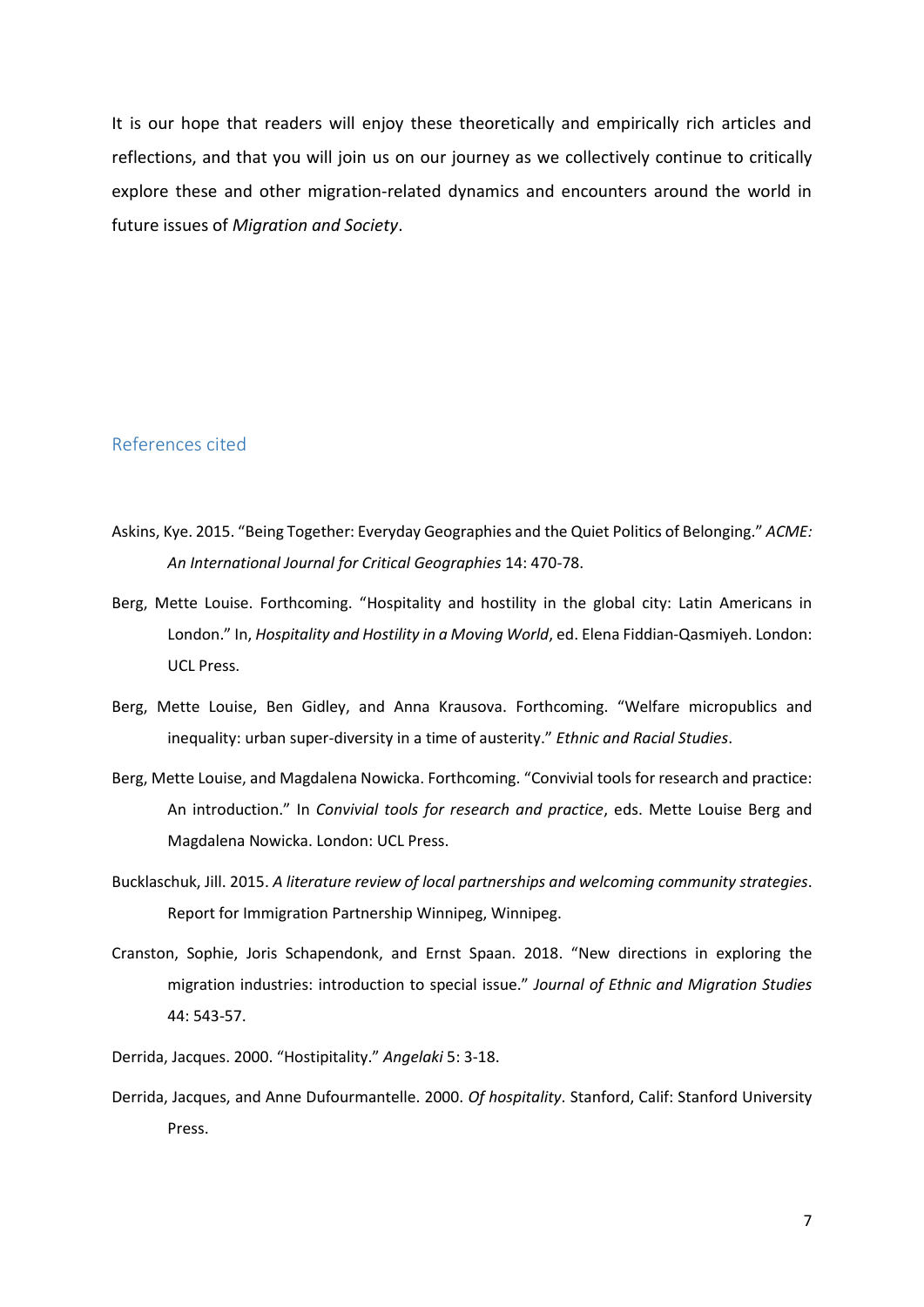It is our hope that readers will enjoy these theoretically and empirically rich articles and reflections, and that you will join us on our journey as we collectively continue to critically explore these and other migration-related dynamics and encounters around the world in future issues of *Migration and Society*.

## References cited

Askins, Kye. 2015. "Being Together: Everyday Geographies and the Quiet Politics of Belonging." *ACME: An International Journal for Critical Geographies* 14: 470-78.

Berg, Mette Louise. Forthcoming. "Hospitality and hostility in the global city: Latin Americans in London." In, *Hospitality and Hostility in a Moving World*, ed. Elena Fiddian-Qasmiyeh. London: UCL Press.

Berg, Mette Louise, Ben Gidley, and Anna Krausova. Forthcoming. "Welfare micropublics and inequality: urban super-diversity in a time of austerity." *Ethnic and Racial Studies*.

Berg, Mette Louise, and Magdalena Nowicka. Forthcoming. "Convivial tools for research and practice: An introduction." In *Convivial tools for research and practice*, eds. Mette Louise Berg and Magdalena Nowicka. London: UCL Press.

Bucklaschuk, Jill. 2015. *A literature review of local partnerships and welcoming community strategies*. Report for Immigration Partnership Winnipeg, Winnipeg.

Cranston, Sophie, Joris Schapendonk, and Ernst Spaan. 2018. "New directions in exploring the migration industries: introduction to special issue." *Journal of Ethnic and Migration Studies* 44: 543-57.

Derrida, Jacques. 2000. "Hostipitality." *Angelaki* 5: 3-18.

Derrida, Jacques, and Anne Dufourmantelle. 2000. *Of hospitality*. Stanford, Calif: Stanford University Press.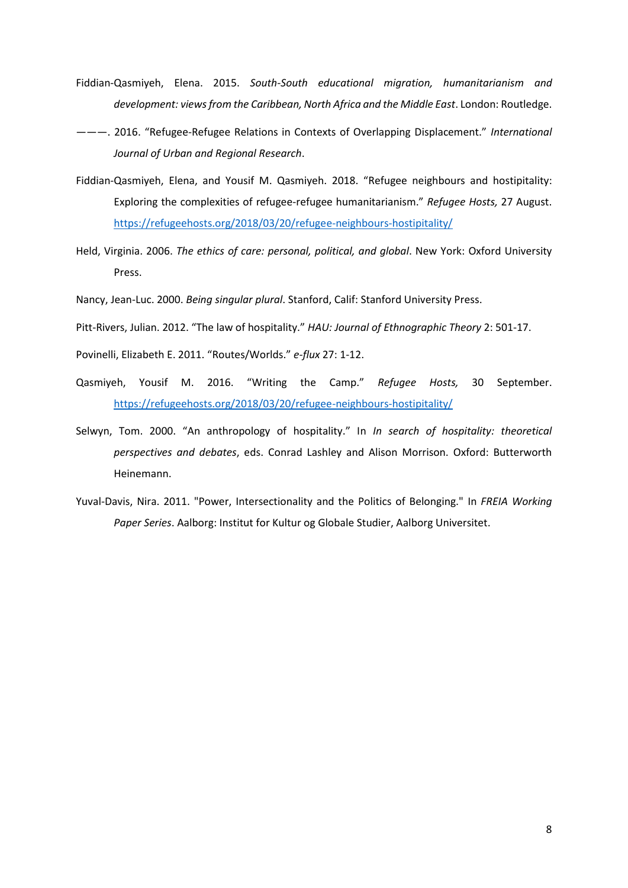Fiddian-Qasmiyeh, Elena. 2015. *South-South educational migration, humanitarianism and development: views from the Caribbean, North Africa and the Middle East*. London: Routledge.

———. 2016. "Refugee-Refugee Relations in Contexts of Overlapping Displacement." *International Journal of Urban and Regional Research*.

Fiddian-Qasmiyeh, Elena, and Yousif M. Qasmiyeh. 2018. "Refugee neighbours and hostipitality: Exploring the complexities of refugee-refugee humanitarianism." *Refugee Hosts,* 27 August. https://refugeehosts.org/2018/03/20/refugee-neighbours-hostipitality/

Held, Virginia. 2006. *The ethics of care: personal, political, and global*. New York: Oxford University Press.

Nancy, Jean-Luc. 2000. *Being singular plural*. Stanford, Calif: Stanford University Press.

Pitt-Rivers, Julian. 2012. "The law of hospitality." *HAU: Journal of Ethnographic Theory* 2: 501-17.

Povinelli, Elizabeth E. 2011. "Routes/Worlds." *e-flux* 27: 1-12.

Qasmiyeh, Yousif M. 2016. "Writing the Camp." *Refugee Hosts,* 30 September. https://refugeehosts.org/2018/03/20/refugee-neighbours-hostipitality/

Selwyn, Tom. 2000. "An anthropology of hospitality." In *In search of hospitality: theoretical perspectives and debates*, eds. Conrad Lashley and Alison Morrison. Oxford: Butterworth Heinemann.

Yuval-Davis, Nira. 2011. "Power, Intersectionality and the Politics of Belonging." In *FREIA Working Paper Series*. Aalborg: Institut for Kultur og Globale Studier, Aalborg Universitet.